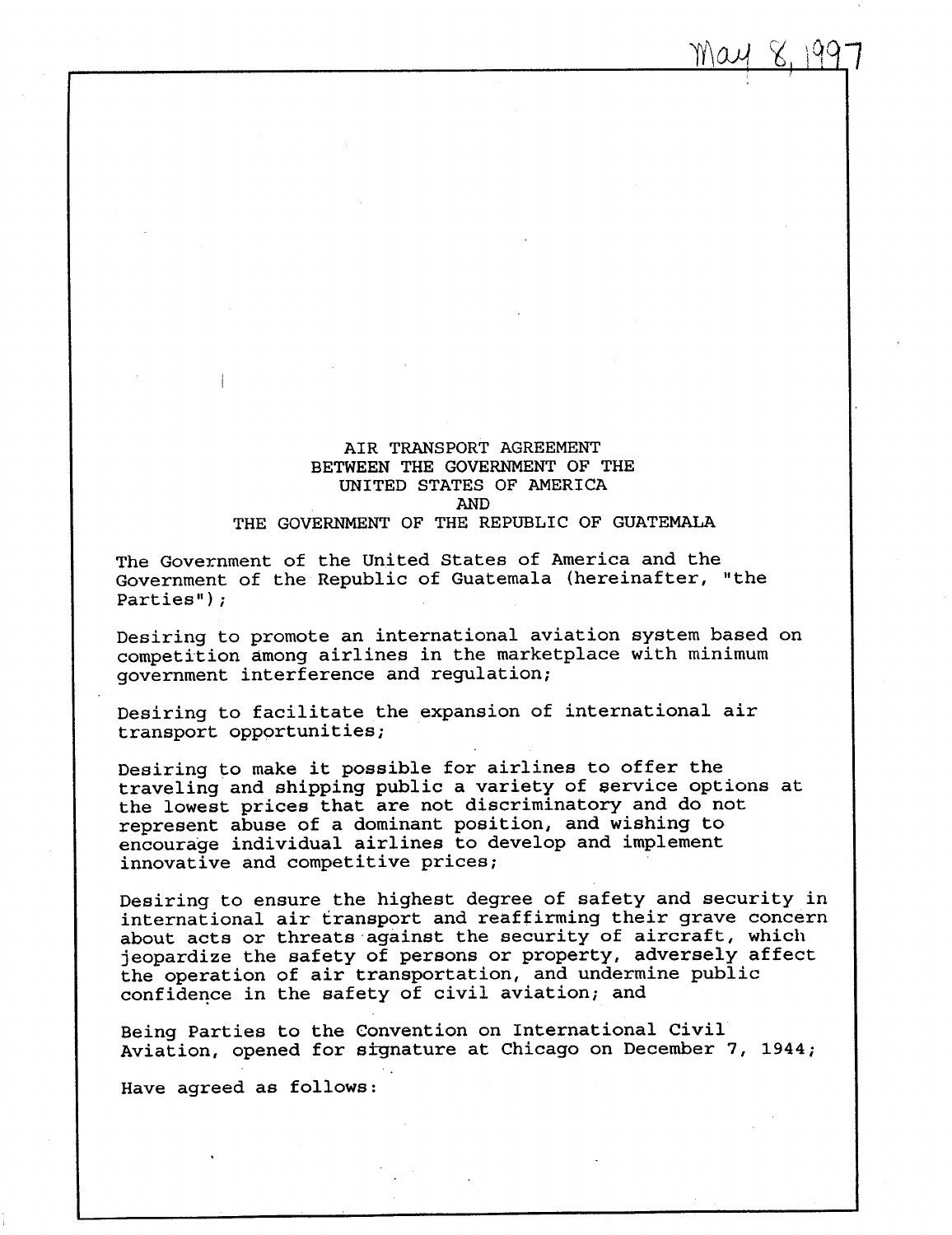May 8, 1997

# AIR TRANSPORT AGREEMENT BETWEEN THE GOVERNMENT OF THE UNITED STATES OF AMERICA AND THE GOVERNMENT OF THE REPUBLIC OF GUATEMALA

The Government of the United States of America and the Government of the Republic of Guatemala (hereinafter, "the Parties");

Desiring to promote an international aviation system based on competition among airlines in the marketplace with minimum government interference and regulation;

Desiring to facilitate the expansion of international air transport opportunities;

Desiring to make it possible for airlines to offer the traveling and shipping public a variety of service options at the lowest prices that are not discriminatory and do not represent abuse of a dominant position, and wishing to encourage individual airlines to develop and implement innovative and competitive prices;

Desiring to ensure the highest degree of safety and security in international air transport and reaffirming their grave concern about acts or threats against the security of aircraft, which jeopardize the safety of persons or property, adversely affect the operation of air transportation, and undermine public confidence in the safety of civil aviation; and

Being Parties to the Convention on International Civil Aviation, opened for signature at Chicago on December 7, 1944;

Have agreed as follows: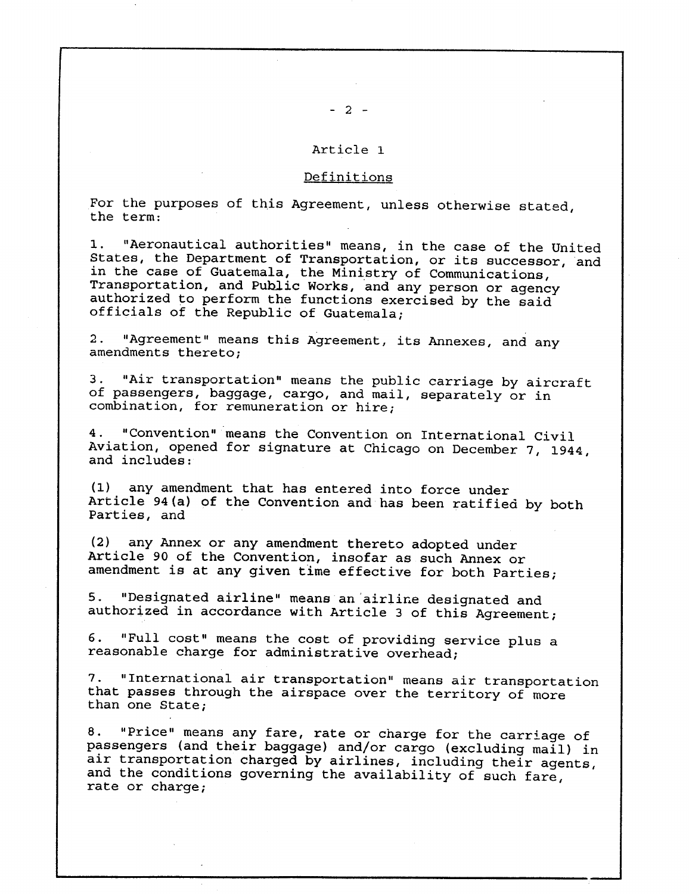## Article 1

### Definitions

For the purposes of this Agreement, unless otherwise stated, the term:

1. "Aeronautical authorities" means, in the case of the United States, the Department of Transportation, or its successor, and in the case of Guatemala, the Ministry of Communications, Transportation, and Public Works, and any person or agency authorized to perform the functions exercised by the said officials of the Republic of Guatemala;

2. "Agreement" means this Agreement, its Annexes, and any amendments thereto;

3. "Air transportation" means the public carriage by aircraft of passengers, baggage, cargo, and mail, separately or in combination, for remuneration or hire;

4. "Convention" means the Convention on International Civil Aviation, opened for signature at Chicago on December 7, 1944, and includes:

(1) any amendment that has entered into force under Article 94(a) of the Convention and has been ratified by both Parties, and

(2) any Annex or any amendment thereto adopted under Article 90 of the Convention, insofar as such Annex or amendment is at any given time effective for both Parties;

5. "Designated airline" means an airline designated and authorized in accordance with Article 3 of this Agreement;

6. "Full cost" means the cost of providing service plus a reasonable charge for administrative overhead;

7. "International air transportation" means air transportation that passes through the airspace over the territory of more than one State;

8. "Price" means any fare, rate or charge for the carriage of passengers (and their baggage) and/or cargo (excluding mail) in air transportation charged by airlines, including their agents, and the conditions governing the availability of such fare, rate or charge;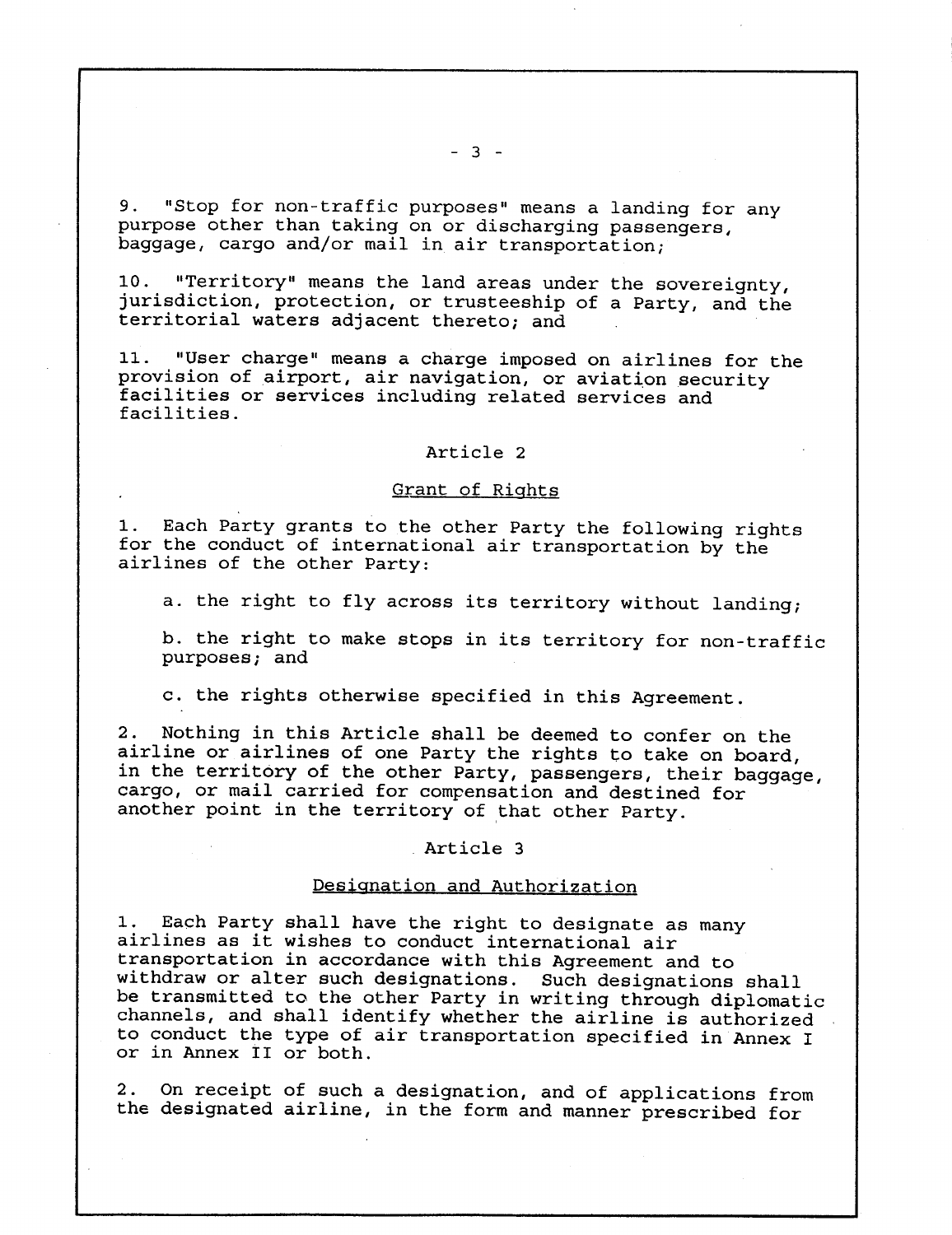9. "Stop for non-traffic purposes" means a landing for any purpose other than taking on or discharging passengers, baggage, cargo and/or mail in air transportation;

10. "Territory" means the land areas under the sovereignty, jurisdiction, protection, or trusteeship of a Party, and the territorial waters adjacent thereto; and

11. "User charge" means a charge imposed on airlines for the provision of airport, air navigation, or aviation security facilities or services including related services and facilities.

## Article 2

### Grant of Rights

1. Each Party grants to the other Party the following rights for the conduct of international air transportation by the airlines of the other Party:

   a. the right to fly across its territory without landing;

   b. the right to make stops in its territory for non-traffic purposes; and

   c. the rights otherwise specified in this Agreement.

2. Nothing in this Article shall be deemed to confer on the airline or airlines of one Party the rights to take on board, in the territory of the other Party, passengers, their baggage, cargo, or mail carried for compensation and destined for another point in the territory of that other Party.

## Article 3

### Designation and Authorization

1. Each Party shall have the right to designate as many airlines as it wishes to conduct international air transportation in accordance with this Agreement and to withdraw or alter such designations. Such designations shall be transmitted to the other Party in writing through diplomatic channels, and shall identify whether the airline is authorized to conduct the type of air transportation specified in Annex I or in Annex II or both.

2. On receipt of such a designation, and of applications from the designated airline, in the form and manner prescribed for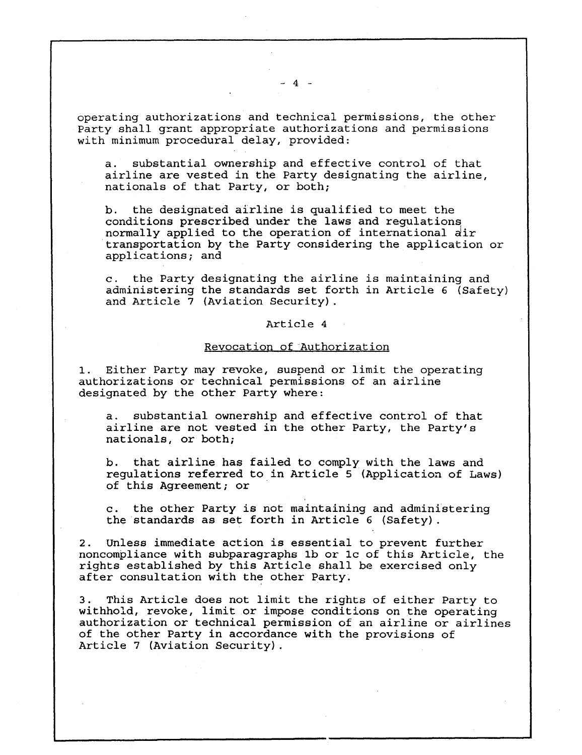operating authorizations and technical permissions, the other Party shall grant appropriate authorizations and permissions with minimum procedural delay, provided:

a. substantial ownership and effective control of that airline are vested in the Party designating the airline, nationals of that Party, or both;

b. the designated airline is qualified to meet the conditions prescribed under the laws and regulations normally applied to the operation of international air transportation by the Party considering the application or applications; and

c. the Party designating the airline is maintaining and administering the standards set forth in Article 6 (Safety) and Article 7 (Aviation Security).

## Article 4

### Revocation of Authorization

1. Either Party may revoke, suspend or limit the operating authorizations or technical permissions of an airline designated by the other Party where:

a. substantial ownership and effective control of that airline are not vested in the other Party, the Party's nationals, or both;

b. that airline has failed to comply with the laws and regulations referred to in Article 5 (Application of Laws) of this Agreement; or

c. the other Party is not maintaining and administering the standards as set forth in Article 6 (Safety).

2. Unless immediate action is essential to prevent further noncompliance with subparagraphs 1b or 1c of this Article, the rights established by this Article shall be exercised only after consultation with the other Party.

3. This Article does not limit the rights of either Party to withhold, revoke, limit or impose conditions on the operating authorization or technical permission of an airline or airlines of the other Party in accordance with the provisions of Article 7 (Aviation Security).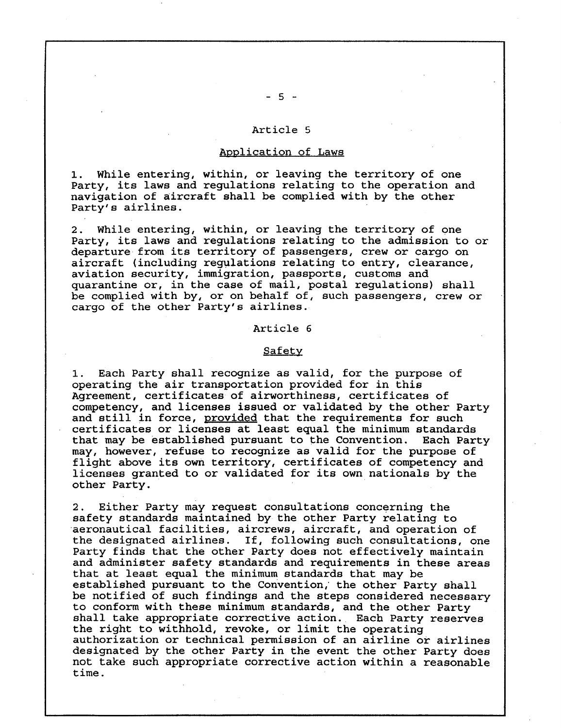## Article 5

### Application of Laws

1. While entering, within, or leaving the territory of one Party, its laws and regulations relating to the operation and navigation of aircraft shall be complied with by the other Party's airlines.

2. While entering, within, or leaving the territory of one Party, its laws and regulations relating to the admission to or departure from its territory of passengers, crew or cargo on aircraft (including regulations relating to entry, clearance, aviation security, immigration, passports, customs and quarantine or, in the case of mail, postal regulations) shall be complied with by, or on behalf of, such passengers, crew or cargo of the other Party's airlines.

## Article 6

### Safety

1. Each Party shall recognize as valid, for the purpose of operating the air transportation provided for in this Agreement, certificates of airworthiness, certificates of competency, and licenses issued or validated by the other Party and still in force, provided that the requirements for such certificates or licenses at least equal the minimum standards that may be established pursuant to the Convention. Each Party may, however, refuse to recognize as valid for the purpose of flight above its own territory, certificates of competency and licenses granted to or validated for its own nationals by the other Party.

2. Either Party may request consultations concerning the safety standards maintained by the other Party relating to aeronautical facilities, aircrews, aircraft, and operation of the designated airlines. If, following such consultations, one Party finds that the other Party does not effectively maintain and administer safety standards and requirements in these areas that at least equal the minimum standards that may be established pursuant to the Convention, the other Party shall be notified of such findings and the steps considered necessary to conform with these minimum standards, and the other Party shall take appropriate corrective action. Each Party reserves the right to withhold, revoke, or limit the operating authorization or technical permission of an airline or airlines designated by the other Party in the event the other Party does not take such appropriate corrective action within a reasonable time.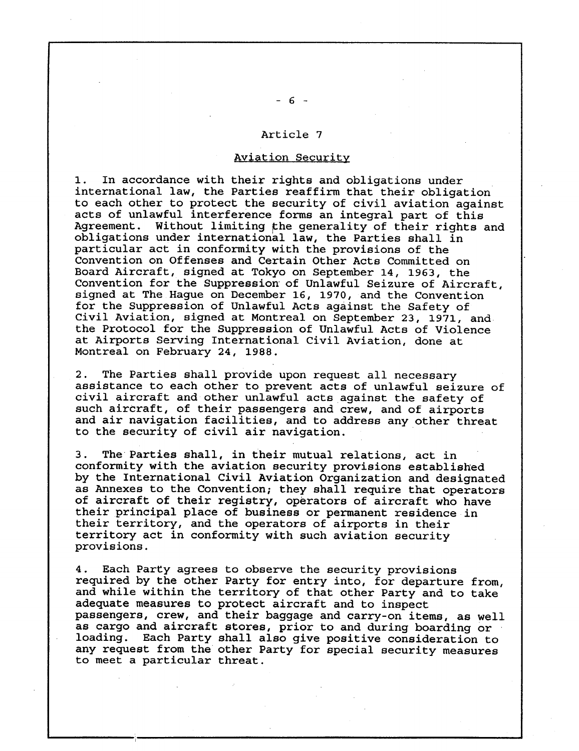## Article 7

### Aviation Security

1. In accordance with their rights and obligations under international law, the Parties reaffirm that their obligation to each other to protect the security of civil aviation against acts of unlawful interference forms an integral part of this Agreement. Without limiting the generality of their rights and obligations under international law, the Parties shall in particular act in conformity with the provisions of the Convention on Offenses and Certain Other Acts Committed on Board Aircraft, signed at Tokyo on September 14, 1963, the Convention for the Suppression of Unlawful Seizure of Aircraft, signed at The Hague on December 16, 1970, and the Convention for the Suppression of Unlawful Acts against the Safety of Civil Aviation, signed at Montreal on September 23, 1971, and the Protocol for the Suppression of Unlawful Acts of Violence at Airports Serving International Civil Aviation, done at Montreal on February 24, 1988.

2. The Parties shall provide upon request all necessary assistance to each other to prevent acts of unlawful seizure of civil aircraft and other unlawful acts against the safety of such aircraft, of their passengers and crew, and of airports and air navigation facilities, and to address any other threat to the security of civil air navigation.

3. The Parties shall, in their mutual relations, act in conformity with the aviation security provisions established by the International Civil Aviation Organization and designated as Annexes to the Convention; they shall require that operators of aircraft of their registry, operators of aircraft who have their principal place of business or permanent residence in their territory, and the operators of airports in their territory act in conformity with such aviation security provisions.

4. Each Party agrees to observe the security provisions required by the other Party for entry into, for departure from, and while within the territory of that other Party and to take adequate measures to protect aircraft and to inspect passengers, crew, and their baggage and carry-on items, as well as cargo and aircraft stores, prior to and during boarding or loading. Each Party shall also give positive consideration to any request from the other Party for special security measures to meet a particular threat.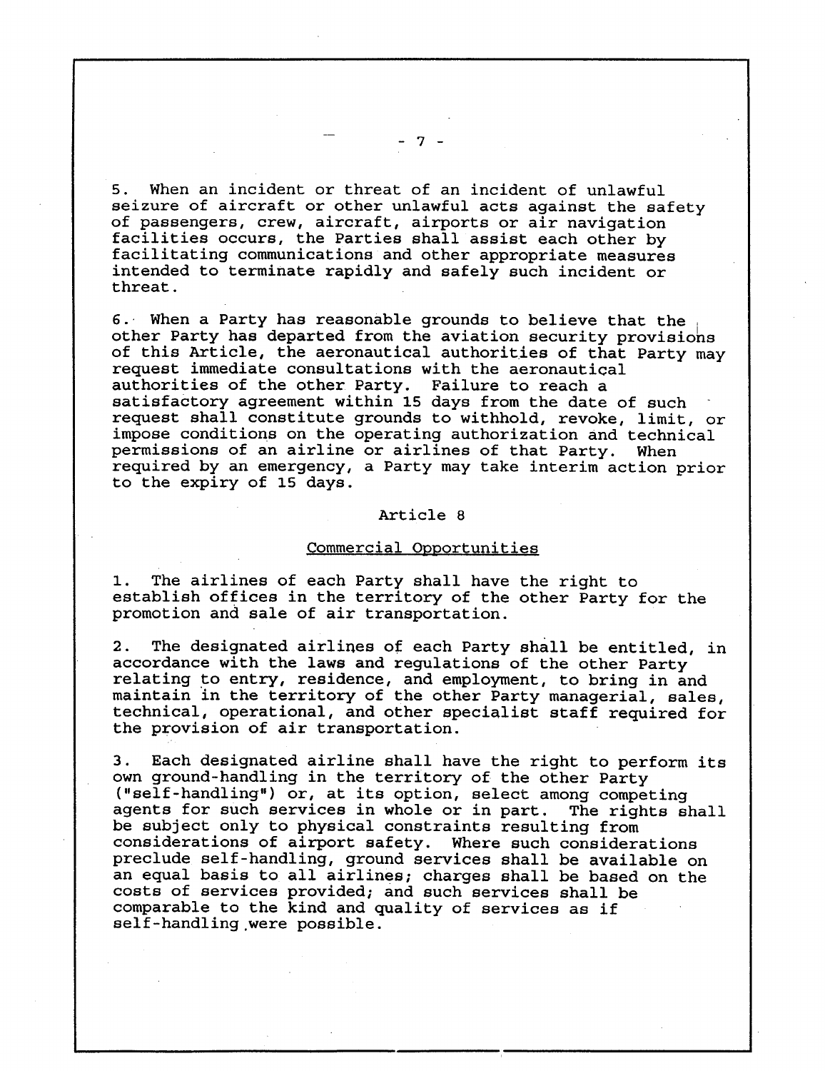5. When an incident or threat of an incident of unlawful seizure of aircraft or other unlawful acts against the safety of passengers, crew, aircraft, airports or air navigation facilities occurs, the Parties shall assist each other by facilitating communications and other appropriate measures intended to terminate rapidly and safely such incident or threat.

6. When a Party has reasonable grounds to believe that the other Party has departed from the aviation security provisions of this Article, the aeronautical authorities of that Party may request immediate consultations with the aeronautical authorities of the other Party. Failure to reach a satisfactory agreement within 15 days from the date of such request shall constitute grounds to withhold, revoke, limit, or impose conditions on the operating authorization and technical permissions of an airline or airlines of that Party. When required by an emergency, a Party may take interim action prior to the expiry of 15 days.

## Article 8

### Commercial Opportunities

1. The airlines of each Party shall have the right to establish offices in the territory of the other Party for the promotion and sale of air transportation.

2. The designated airlines of each Party shall be entitled, in accordance with the laws and regulations of the other Party relating to entry, residence, and employment, to bring in and maintain in the territory of the other Party managerial, sales, technical, operational, and other specialist staff required for the provision of air transportation.

3. Each designated airline shall have the right to perform its own ground-handling in the territory of the other Party ("self-handling") or, at its option, select among competing agents for such services in whole or in part. The rights shall be subject only to physical constraints resulting from considerations of airport safety. Where such considerations preclude self-handling, ground services shall be available on an equal basis to all airlines; charges shall be based on the costs of services provided; and such services shall be comparable to the kind and quality of services as if self-handling were possible.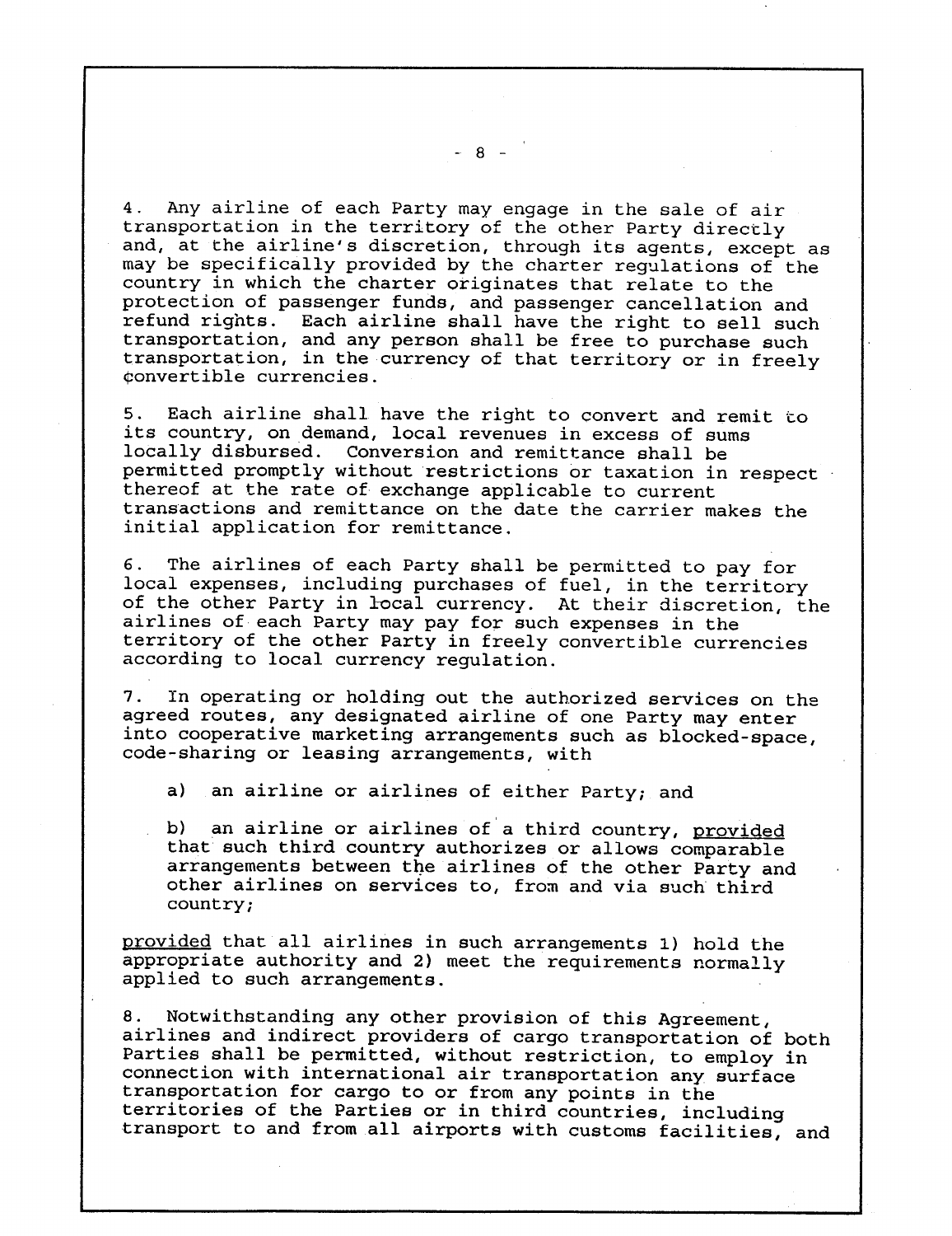4. Any airline of each Party may engage in the sale of air transportation in the territory of the other Party directly and, at the airline's discretion, through its agents, except as may be specifically provided by the charter regulations of the country in which the charter originates that relate to the protection of passenger funds, and passenger cancellation and refund rights. Each airline shall have the right to sell such transportation, and any person shall be free to purchase such transportation, in the currency of that territory or in freely convertible currencies.

5. Each airline shall have the right to convert and remit to its country, on demand, local revenues in excess of sums locally disbursed. Conversion and remittance shall be permitted promptly without restrictions or taxation in respect thereof at the rate of exchange applicable to current transactions and remittance on the date the carrier makes the initial application for remittance.

6. The airlines of each Party shall be permitted to pay for local expenses, including purchases of fuel, in the territory of the other Party in local currency. At their discretion, the airlines of each Party may pay for such expenses in the territory of the other Party in freely convertible currencies according to local currency regulation.

7. In operating or holding out the authorized services on the agreed routes, any designated airline of one Party may enter into cooperative marketing arrangements such as blocked-space, code-sharing or leasing arrangements, with

a) an airline or airlines of either Party; and

b) an airline or airlines of a third country, _provided_ that such third country authorizes or allows comparable arrangements between the airlines of the other Party and other airlines on services to, from and via such third country;

_provided_ that all airlines in such arrangements 1) hold the appropriate authority and 2) meet the requirements normally applied to such arrangements.

8. Notwithstanding any other provision of this Agreement, airlines and indirect providers of cargo transportation of both Parties shall be permitted, without restriction, to employ in connection with international air transportation any surface transportation for cargo to or from any points in the territories of the Parties or in third countries, including transport to and from all airports with customs facilities, and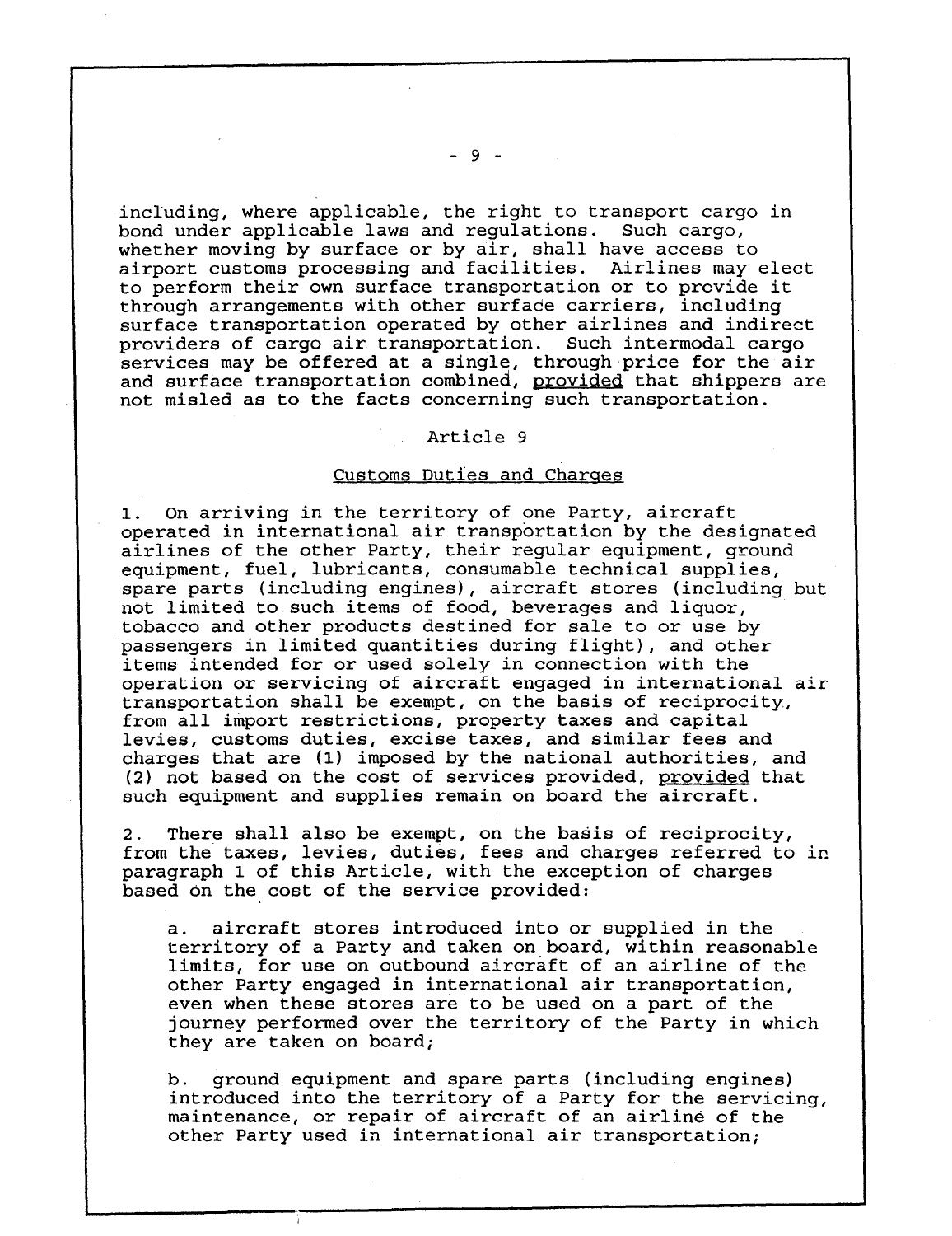including, where applicable, the right to transport cargo in bond under applicable laws and regulations. Such cargo, whether moving by surface or by air, shall have access to airport customs processing and facilities. Airlines may elect to perform their own surface transportation or to provide it through arrangements with other surface carriers, including surface transportation operated by other airlines and indirect providers of cargo air transportation. Such intermodal cargo services may be offered at a single, through price for the air and surface transportation combined, provided that shippers are not misled as to the facts concerning such transportation.

## Article 9

### Customs Duties and Charges

1. On arriving in the territory of one Party, aircraft operated in international air transportation by the designated airlines of the other Party, their regular equipment, ground equipment, fuel, lubricants, consumable technical supplies, spare parts (including engines), aircraft stores (including but not limited to such items of food, beverages and liquor, tobacco and other products destined for sale to or use by passengers in limited quantities during flight), and other items intended for or used solely in connection with the operation or servicing of aircraft engaged in international air transportation shall be exempt, on the basis of reciprocity, from all import restrictions, property taxes and capital levies, customs duties, excise taxes, and similar fees and charges that are (1) imposed by the national authorities, and (2) not based on the cost of services provided, provided that such equipment and supplies remain on board the aircraft.

2. There shall also be exempt, on the basis of reciprocity, from the taxes, levies, duties, fees and charges referred to in paragraph 1 of this Article, with the exception of charges based on the cost of the service provided:

a. aircraft stores introduced into or supplied in the territory of a Party and taken on board, within reasonable limits, for use on outbound aircraft of an airline of the other Party engaged in international air transportation, even when these stores are to be used on a part of the journey performed over the territory of the Party in which they are taken on board;

b. ground equipment and spare parts (including engines) introduced into the territory of a Party for the servicing, maintenance, or repair of aircraft of an airline of the other Party used in international air transportation;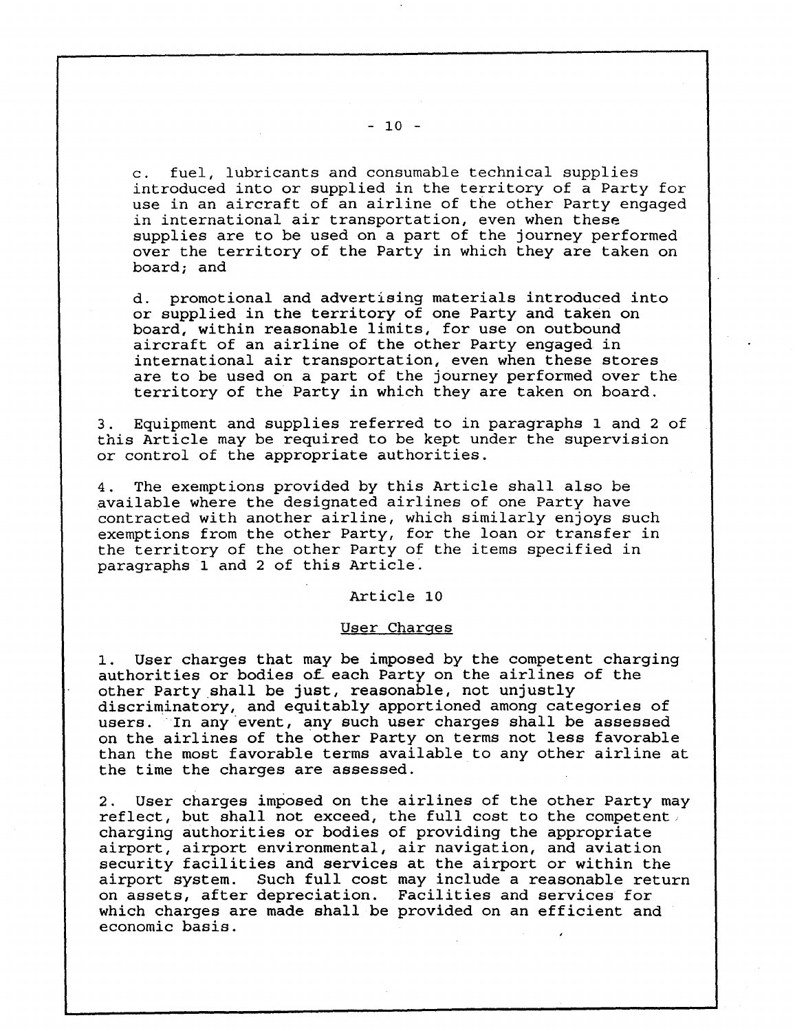c. fuel, lubricants and consumable technical supplies introduced into or supplied in the territory of a Party for use in an aircraft of an airline of the other Party engaged in international air transportation, even when these supplies are to be used on a part of the journey performed over the territory of the Party in which they are taken on board; and

d. promotional and advertising materials introduced into or supplied in the territory of one Party and taken on board, within reasonable limits, for use on outbound aircraft of an airline of the other Party engaged in international air transportation, even when these stores are to be used on a part of the journey performed over the territory of the Party in which they are taken on board.

3. Equipment and supplies referred to in paragraphs 1 and 2 of this Article may be required to be kept under the supervision or control of the appropriate authorities.

4. The exemptions provided by this Article shall also be available where the designated airlines of one Party have contracted with another airline, which similarly enjoys such exemptions from the other Party, for the loan or transfer in the territory of the other Party of the items specified in paragraphs 1 and 2 of this Article.

## Article 10

### User Charges

1. User charges that may be imposed by the competent charging authorities or bodies of each Party on the airlines of the other Party shall be just, reasonable, not unjustly discriminatory, and equitably apportioned among categories of users. In any event, any such user charges shall be assessed on the airlines of the other Party on terms not less favorable than the most favorable terms available to any other airline at the time the charges are assessed.

2. User charges imposed on the airlines of the other Party may reflect, but shall not exceed, the full cost to the competent charging authorities or bodies of providing the appropriate airport, airport environmental, air navigation, and aviation security facilities and services at the airport or within the airport system. Such full cost may include a reasonable return on assets, after depreciation. Facilities and services for which charges are made shall be provided on an efficient and economic basis.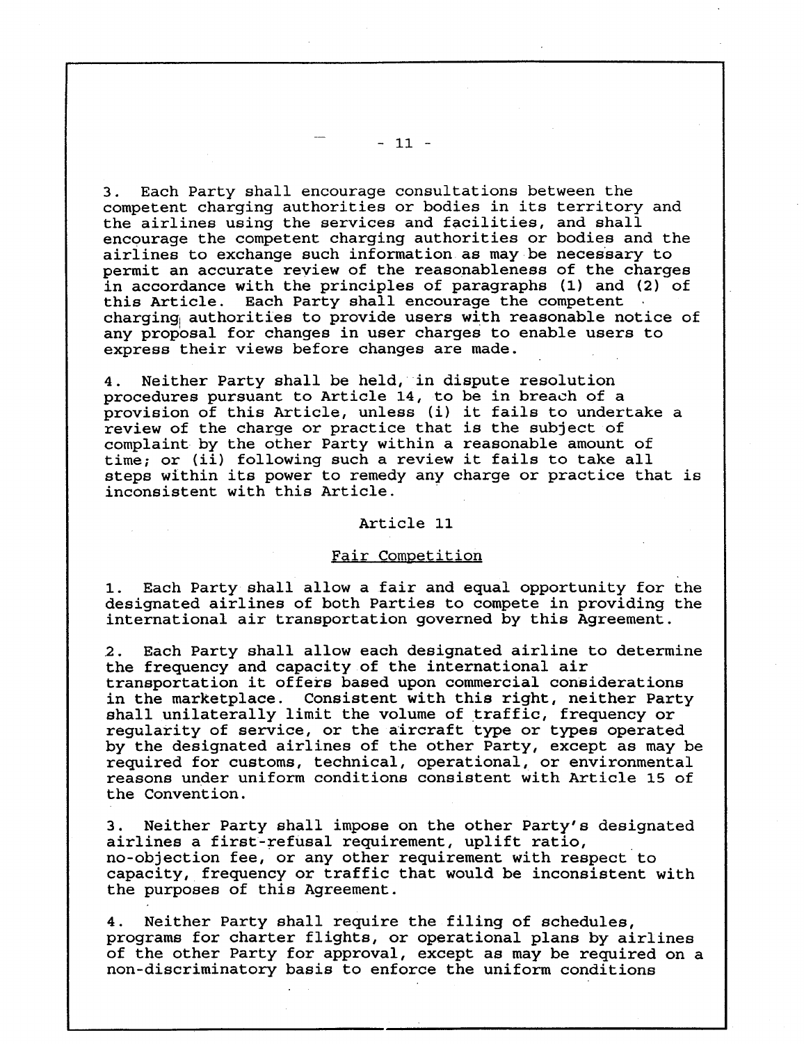3. Each Party shall encourage consultations between the competent charging authorities or bodies in its territory and the airlines using the services and facilities, and shall encourage the competent charging authorities or bodies and the airlines to exchange such information as may be necessary to permit an accurate review of the reasonableness of the charges in accordance with the principles of paragraphs (1) and (2) of this Article. Each Party shall encourage the competent charging authorities to provide users with reasonable notice of any proposal for changes in user charges to enable users to express their views before changes are made.

4. Neither Party shall be held, in dispute resolution procedures pursuant to Article 14, to be in breach of a provision of this Article, unless (i) it fails to undertake a review of the charge or practice that is the subject of complaint by the other Party within a reasonable amount of time; or (ii) following such a review it fails to take all steps within its power to remedy any charge or practice that is inconsistent with this Article.

## Article 11

### Fair Competition

1. Each Party shall allow a fair and equal opportunity for the designated airlines of both Parties to compete in providing the international air transportation governed by this Agreement.

2. Each Party shall allow each designated airline to determine the frequency and capacity of the international air transportation it offers based upon commercial considerations in the marketplace. Consistent with this right, neither Party shall unilaterally limit the volume of traffic, frequency or regularity of service, or the aircraft type or types operated by the designated airlines of the other Party, except as may be required for customs, technical, operational, or environmental reasons under uniform conditions consistent with Article 15 of the Convention.

3. Neither Party shall impose on the other Party's designated airlines a first-refusal requirement, uplift ratio, no-objection fee, or any other requirement with respect to capacity, frequency or traffic that would be inconsistent with the purposes of this Agreement.

4. Neither Party shall require the filing of schedules, programs for charter flights, or operational plans by airlines of the other Party for approval, except as may be required on a non-discriminatory basis to enforce the uniform conditions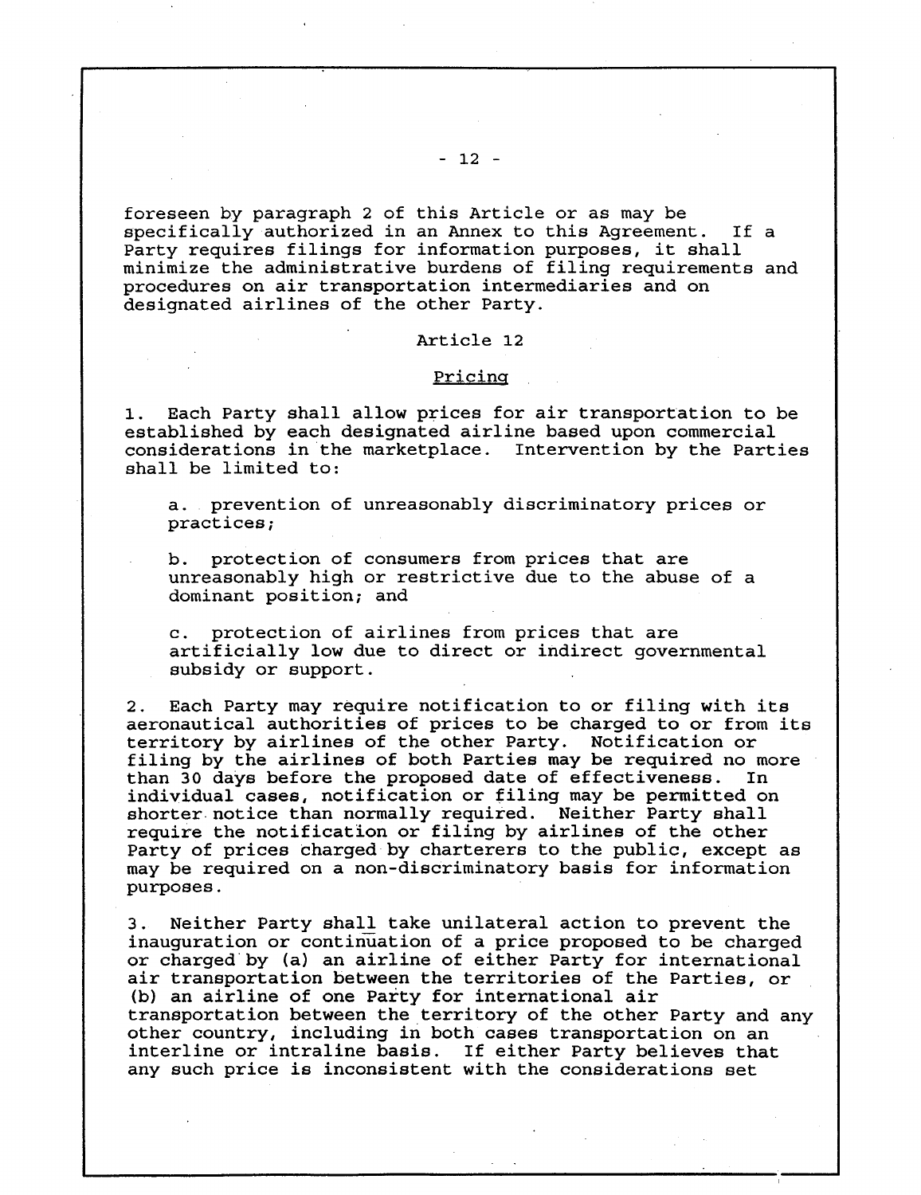foreseen by paragraph 2 of this Article or as may be specifically authorized in an Annex to this Agreement. If a Party requires filings for information purposes, it shall minimize the administrative burdens of filing requirements and procedures on air transportation intermediaries and on designated airlines of the other Party.

## Article 12

### Pricing

1. Each Party shall allow prices for air transportation to be established by each designated airline based upon commercial considerations in the marketplace. Intervention by the Parties shall be limited to:

   a. prevention of unreasonably discriminatory prices or practices;

   b. protection of consumers from prices that are unreasonably high or restrictive due to the abuse of a dominant position; and

   c. protection of airlines from prices that are artificially low due to direct or indirect governmental subsidy or support.

2. Each Party may require notification to or filing with its aeronautical authorities of prices to be charged to or from its territory by airlines of the other Party. Notification or filing by the airlines of both Parties may be required no more than 30 days before the proposed date of effectiveness. In individual cases, notification or filing may be permitted on shorter notice than normally required. Neither Party shall require the notification or filing by airlines of the other Party of prices charged by charterers to the public, except as may be required on a non-discriminatory basis for information purposes.

3. Neither Party shall take unilateral action to prevent the inauguration or continuation of a price proposed to be charged or charged by (a) an airline of either Party for international air transportation between the territories of the Parties, or (b) an airline of one Party for international air transportation between the territory of the other Party and any other country, including in both cases transportation on an interline or intraline basis. If either Party believes that any such price is inconsistent with the considerations set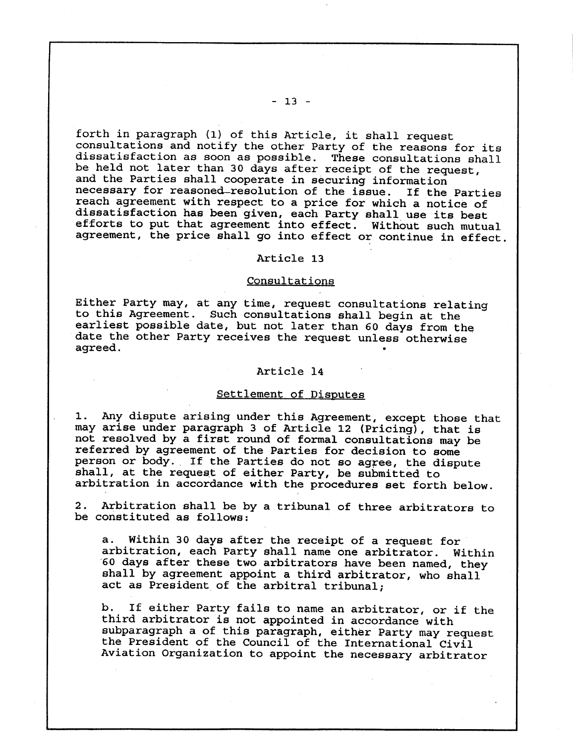forth in paragraph (1) of this Article, it shall request consultations and notify the other Party of the reasons for its dissatisfaction as soon as possible. These consultations shall be held not later than 30 days after receipt of the request, and the Parties shall cooperate in securing information necessary for reasoned resolution of the issue. If the Parties reach agreement with respect to a price for which a notice of dissatisfaction has been given, each Party shall use its best efforts to put that agreement into effect. Without such mutual agreement, the price shall go into effect or continue in effect.

## Article 13

### Consultations

Either Party may, at any time, request consultations relating to this Agreement. Such consultations shall begin at the earliest possible date, but not later than 60 days from the date the other Party receives the request unless otherwise agreed.

## Article 14

### Settlement of Disputes

1. Any dispute arising under this Agreement, except those that may arise under paragraph 3 of Article 12 (Pricing), that is not resolved by a first round of formal consultations may be referred by agreement of the Parties for decision to some person or body. If the Parties do not so agree, the dispute shall, at the request of either Party, be submitted to arbitration in accordance with the procedures set forth below.

2. Arbitration shall be by a tribunal of three arbitrators to be constituted as follows:

   a. Within 30 days after the receipt of a request for arbitration, each Party shall name one arbitrator. Within 60 days after these two arbitrators have been named, they shall by agreement appoint a third arbitrator, who shall act as President of the arbitral tribunal;

   b. If either Party fails to name an arbitrator, or if the third arbitrator is not appointed in accordance with subparagraph a of this paragraph, either Party may request the President of the Council of the International Civil Aviation Organization to appoint the necessary arbitrator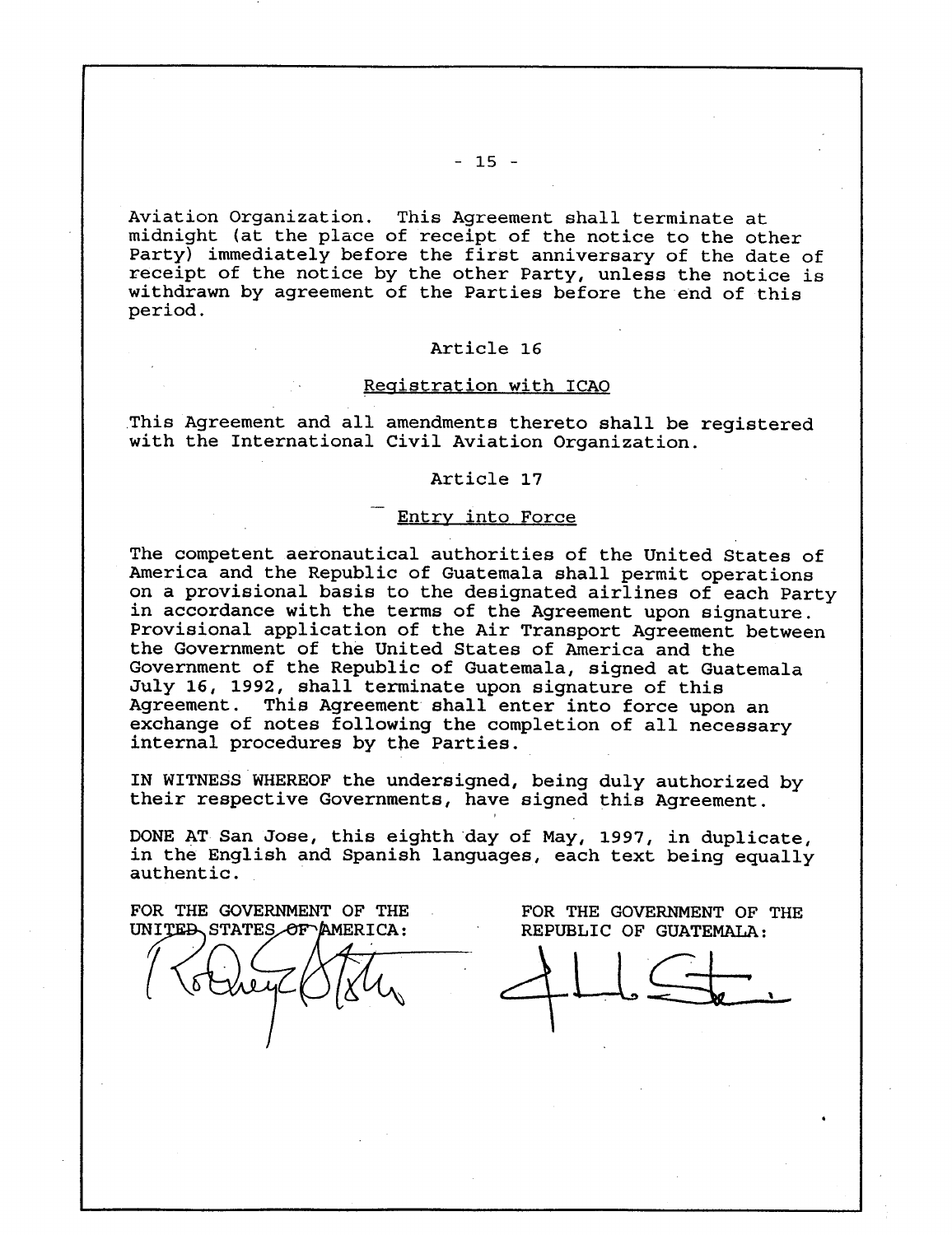Aviation Organization. This Agreement shall terminate at midnight (at the place of receipt of the notice to the other Party) immediately before the first anniversary of the date of receipt of the notice by the other Party, unless the notice is withdrawn by agreement of the Parties before the end of this period.

## Article 16

### Registration with ICAO

This Agreement and all amendments thereto shall be registered with the International Civil Aviation Organization.

## Article 17

### Entry into Force

The competent aeronautical authorities of the United States of America and the Republic of Guatemala shall permit operations on a provisional basis to the designated airlines of each Party in accordance with the terms of the Agreement upon signature. Provisional application of the Air Transport Agreement between the Government of the United States of America and the Government of the Republic of Guatemala, signed at Guatemala July 16, 1992, shall terminate upon signature of this Agreement. This Agreement shall enter into force upon an exchange of notes following the completion of all necessary internal procedures by the Parties.

IN WITNESS WHEREOF the undersigned, being duly authorized by their respective Governments, have signed this Agreement.

DONE AT San Jose, this eighth day of May, 1997, in duplicate, in the English and Spanish languages, each text being equally authentic.

FOR THE GOVERNMENT OF THE UNITED STATES OF AMERICA:

FOR THE GOVERNMENT OF THE REPUBLIC OF GUATEMALA: